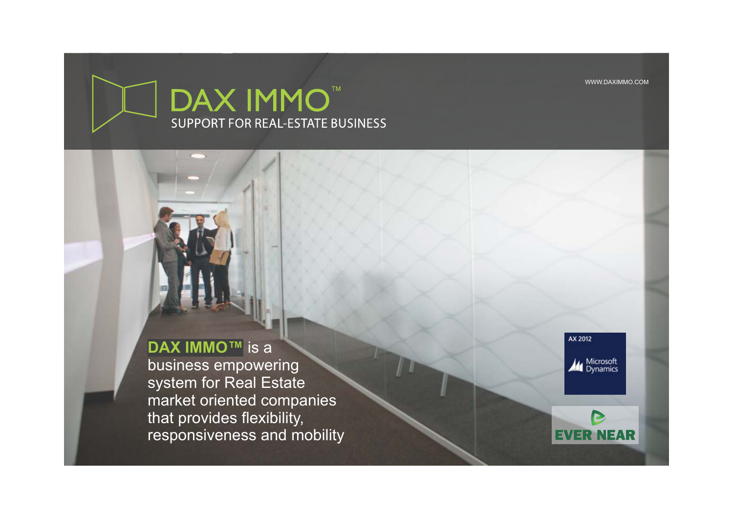WWW.DAXIMMO.COM

# DAX IMMO™

SUPPORT FOR REAL-ESTATE BUSINESS

**DAX IMMO™** is a business empowering system for Real Estate market oriented companies that provides flexibility, responsiveness and mobility

AX 2012

Microsoft Dynamics

EVER NEAR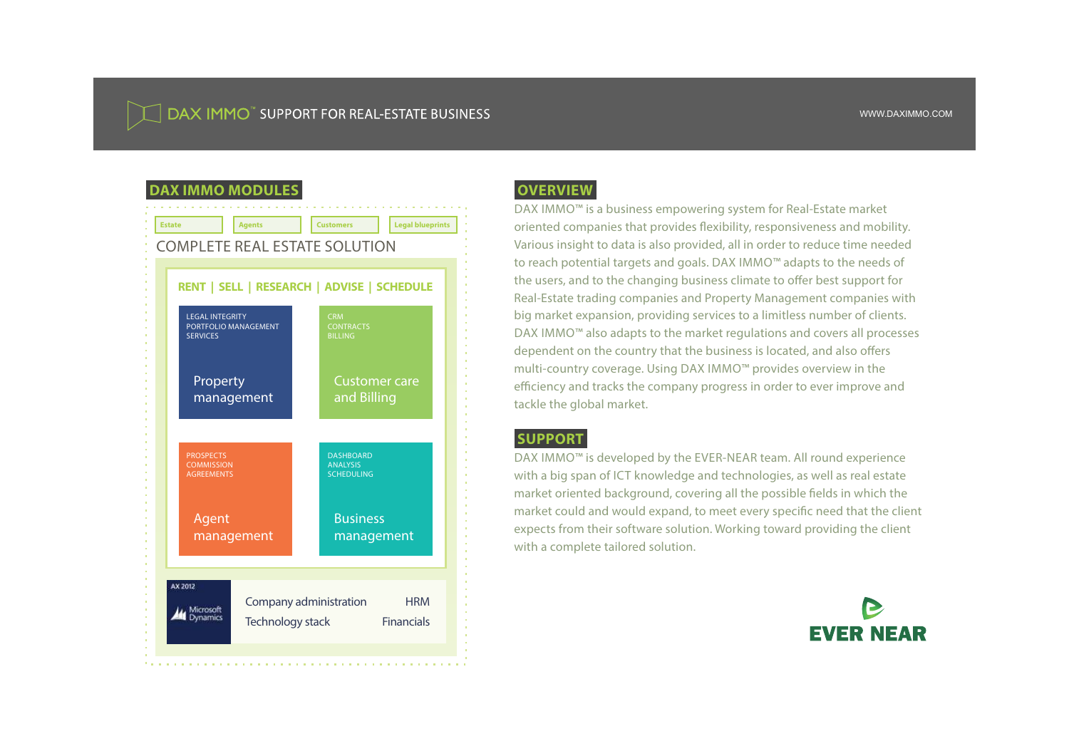DAX IMMO™ SUPPORT FOR REAL-ESTATE BUSINESS

WWW.DAXIMMO.COM

## DAX IMMO MODULES

Estate | Agents | Customers | Legal blueprints

### COMPLETE REAL ESTATE SOLUTION

**RENT | SELL | RESEARCH | ADVISE | SCHEDULE**

LEGAL INTEGRITY
PORTFOLIO MANAGEMENT
SERVICES

**Property management**

CRM
CONTRACTS
BILLING

**Customer care and Billing**

PROSPECTS
COMMISSION
AGREEMENTS

**Agent management**

DASHBOARD
ANALYSIS
SCHEDULING

**Business management**

AX 2012
Microsoft Dynamics

Company administration | HRM
Technology stack | Financials

## OVERVIEW

DAX IMMO™ is a business empowering system for Real-Estate market oriented companies that provides flexibility, responsiveness and mobility. Various insight to data is also provided, all in order to reduce time needed to reach potential targets and goals. DAX IMMO™ adapts to the needs of the users, and to the changing business climate to offer best support for Real-Estate trading companies and Property Management companies with big market expansion, providing services to a limitless number of clients. DAX IMMO™ also adapts to the market regulations and covers all processes dependent on the country that the business is located, and also offers multi-country coverage. Using DAX IMMO™ provides overview in the efficiency and tracks the company progress in order to ever improve and tackle the global market.

## SUPPORT

DAX IMMO™ is developed by the EVER-NEAR team. All round experience with a big span of ICT knowledge and technologies, as well as real estate market oriented background, covering all the possible fields in which the market could and would expand, to meet every specific need that the client expects from their software solution. Working toward providing the client with a complete tailored solution.

EVER NEAR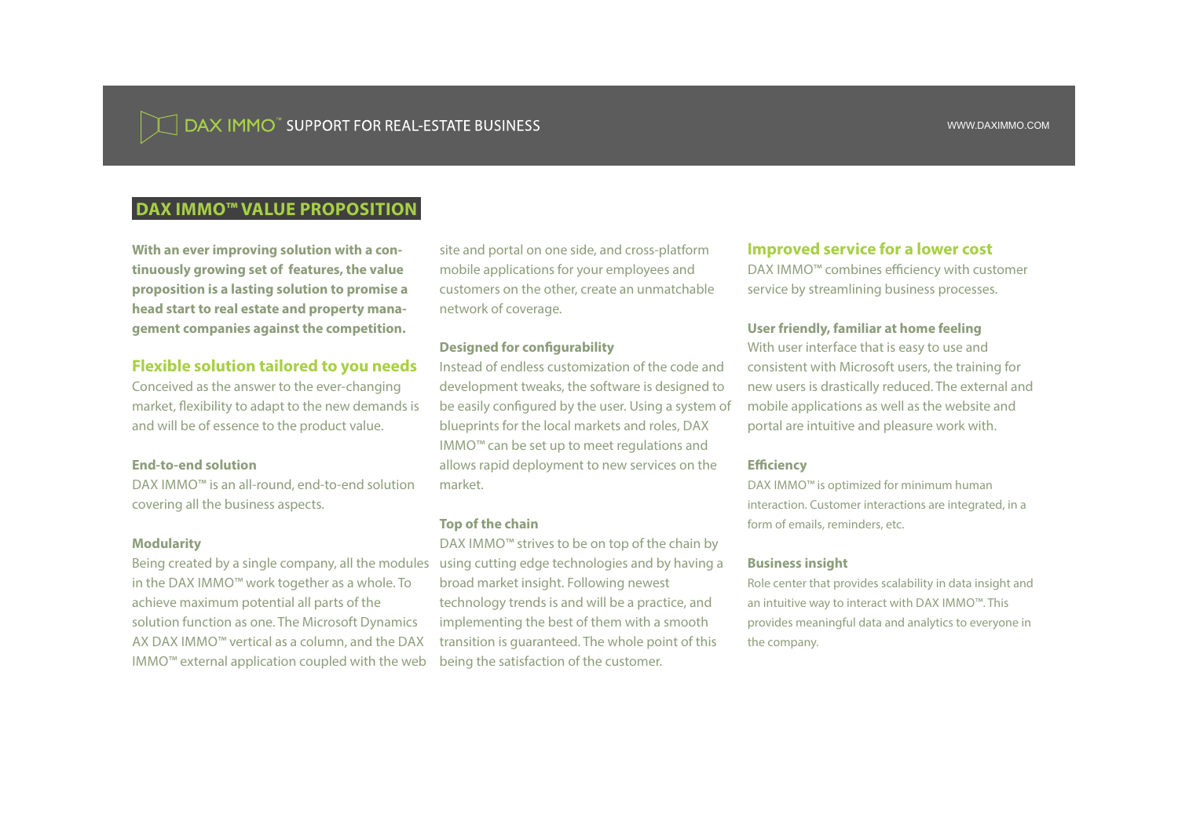## DAX IMMO™ VALUE PROPOSITION

**With an ever improving solution with a continuously growing set of features, the value proposition is a lasting solution to promise a head start to real estate and property management companies against the competition.**

### Flexible solution tailored to you needs

Conceived as the answer to the ever-changing market, flexibility to adapt to the new demands is and will be of essence to the product value.

#### End-to-end solution

DAX IMMO™ is an all-round, end-to-end solution covering all the business aspects.

#### Modularity

Being created by a single company, all the modules in the DAX IMMO™ work together as a whole. To achieve maximum potential all parts of the solution function as one. The Microsoft Dynamics AX DAX IMMO™ vertical as a column, and the DAX IMMO™ external application coupled with the web site and portal on one side, and cross-platform mobile applications for your employees and customers on the other, create an unmatchable network of coverage.

#### Designed for configurability

Instead of endless customization of the code and development tweaks, the software is designed to be easily configured by the user. Using a system of blueprints for the local markets and roles, DAX IMMO™ can be set up to meet regulations and allows rapid deployment to new services on the market.

#### Top of the chain

DAX IMMO™ strives to be on top of the chain by using cutting edge technologies and by having a broad market insight. Following newest technology trends is and will be a practice, and implementing the best of them with a smooth transition is guaranteed. The whole point of this being the satisfaction of the customer.

### Improved service for a lower cost

DAX IMMO™ combines efficiency with customer service by streamlining business processes.

#### User friendly, familiar at home feeling

With user interface that is easy to use and consistent with Microsoft users, the training for new users is drastically reduced. The external and mobile applications as well as the website and portal are intuitive and pleasure work with.

#### Efficiency

DAX IMMO™ is optimized for minimum human interaction. Customer interactions are integrated, in a form of emails, reminders, etc.

#### Business insight

Role center that provides scalability in data insight and an intuitive way to interact with DAX IMMO™. This provides meaningful data and analytics to everyone in the company.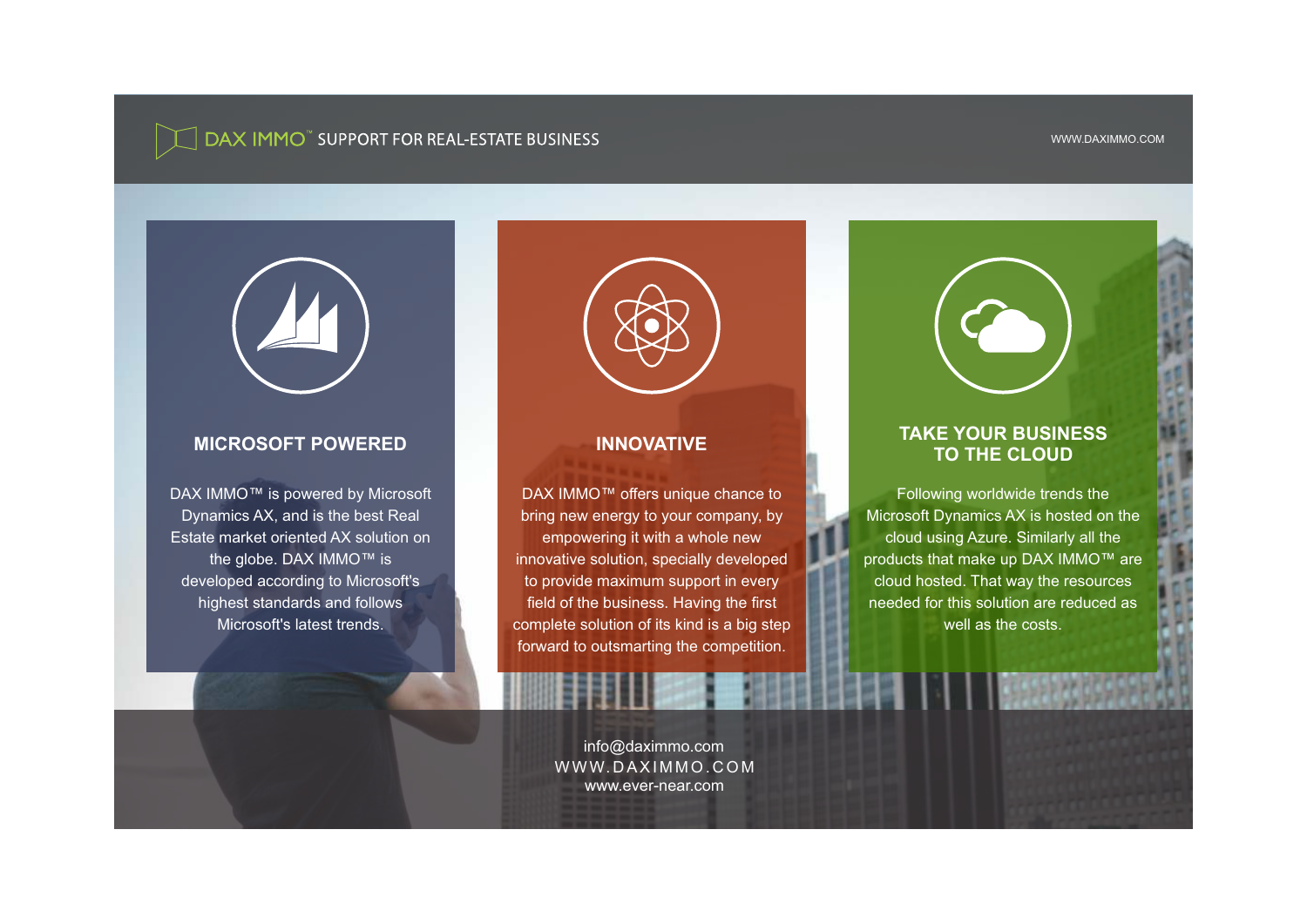DAX IMMO™ SUPPORT FOR REAL-ESTATE BUSINESS

WWW.DAXIMMO.COM

## MICROSOFT POWERED

DAX IMMO™ is powered by Microsoft Dynamics AX, and is the best Real Estate market oriented AX solution on the globe. DAX IMMO™ is developed according to Microsoft's highest standards and follows Microsoft's latest trends.

## INNOVATIVE

DAX IMMO™ offers unique chance to bring new energy to your company, by empowering it with a whole new innovative solution, specially developed to provide maximum support in every field of the business. Having the first complete solution of its kind is a big step forward to outsmarting the competition.

## TAKE YOUR BUSINESS TO THE CLOUD

Following worldwide trends the Microsoft Dynamics AX is hosted on the cloud using Azure. Similarly all the products that make up DAX IMMO™ are cloud hosted. That way the resources needed for this solution are reduced as well as the costs.

info@daximmo.com
WWW.DAXIMMO.COM
www.ever-near.com